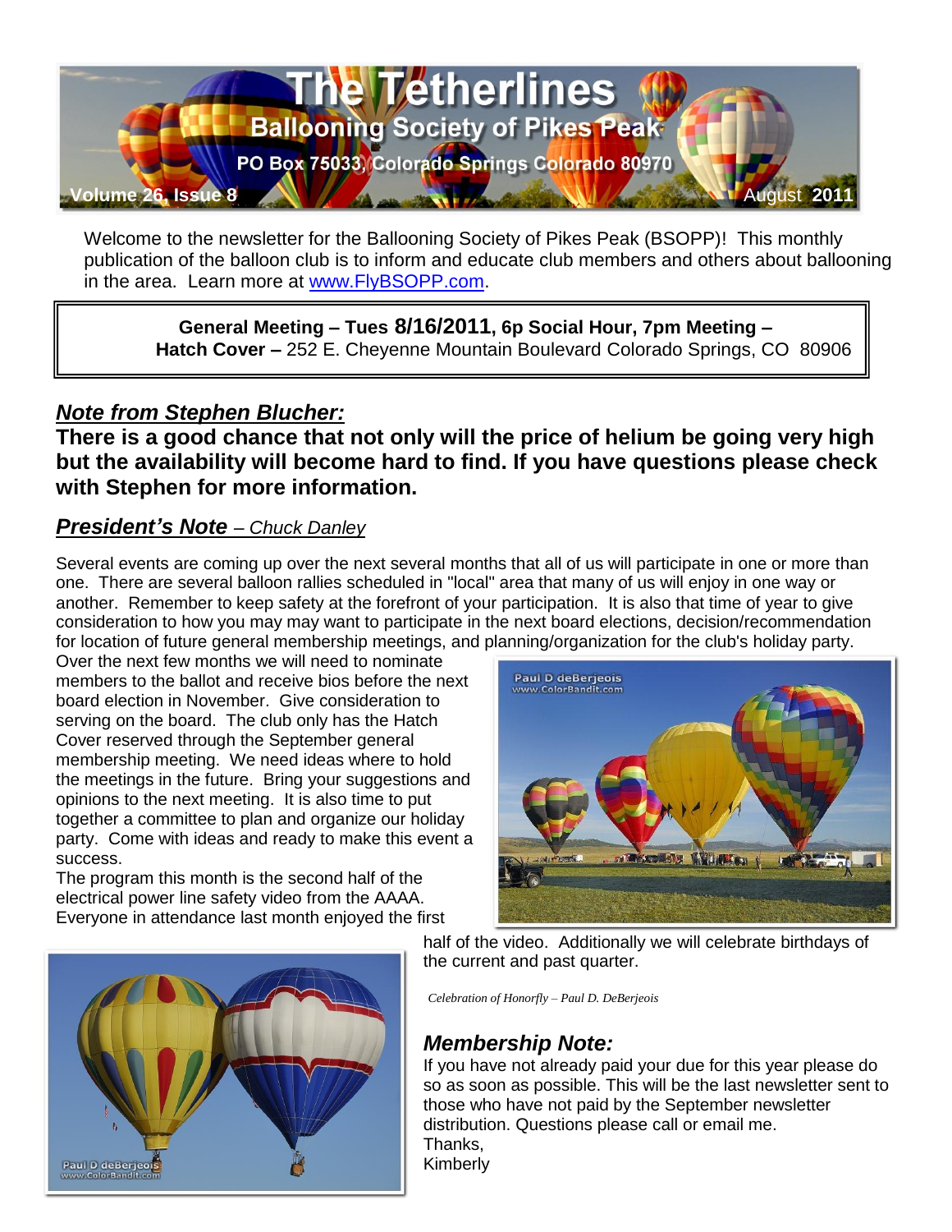# The Tetherlines

## Ballooning Society of Pikes Peak

PO Box 75033, Colorado Springs Colorado 80970

Volume 26, Issue 8 — August 2011

Welcome to the newsletter for the Ballooning Society of Pikes Peak (BSOPP)! This monthly publication of the balloon club is to inform and educate club members and others about ballooning in the area. Learn more at www.FlyBSOPP.com.

> **General Meeting – Tues 8/16/2011, 6p Social Hour, 7pm Meeting –**
> **Hatch Cover –** 252 E. Cheyenne Mountain Boulevard Colorado Springs, CO 80906

## *Note from Stephen Blucher:*

**There is a good chance that not only will the price of helium be going very high but the availability will become hard to find. If you have questions please check with Stephen for more information.**

## *President's Note* – *Chuck Danley*

Several events are coming up over the next several months that all of us will participate in one or more than one. There are several balloon rallies scheduled in "local" area that many of us will enjoy in one way or another. Remember to keep safety at the forefront of your participation. It is also that time of year to give consideration to how you may may want to participate in the next board elections, decision/recommendation for location of future general membership meetings, and planning/organization for the club's holiday party.

Over the next few months we will need to nominate members to the ballot and receive bios before the next board election in November. Give consideration to serving on the board. The club only has the Hatch Cover reserved through the September general membership meeting. We need ideas where to hold the meetings in the future. Bring your suggestions and opinions to the next meeting. It is also time to put together a committee to plan and organize our holiday party. Come with ideas and ready to make this event a success.

The program this month is the second half of the electrical power line safety video from the AAAA. Everyone in attendance last month enjoyed the first half of the video. Additionally we will celebrate birthdays of the current and past quarter.

*Celebration of Honorfly – Paul D. DeBerjeois*

## *Membership Note:*

If you have not already paid your due for this year please do so as soon as possible. This will be the last newsletter sent to those who have not paid by the September newsletter distribution. Questions please call or email me.

Thanks,
Kimberly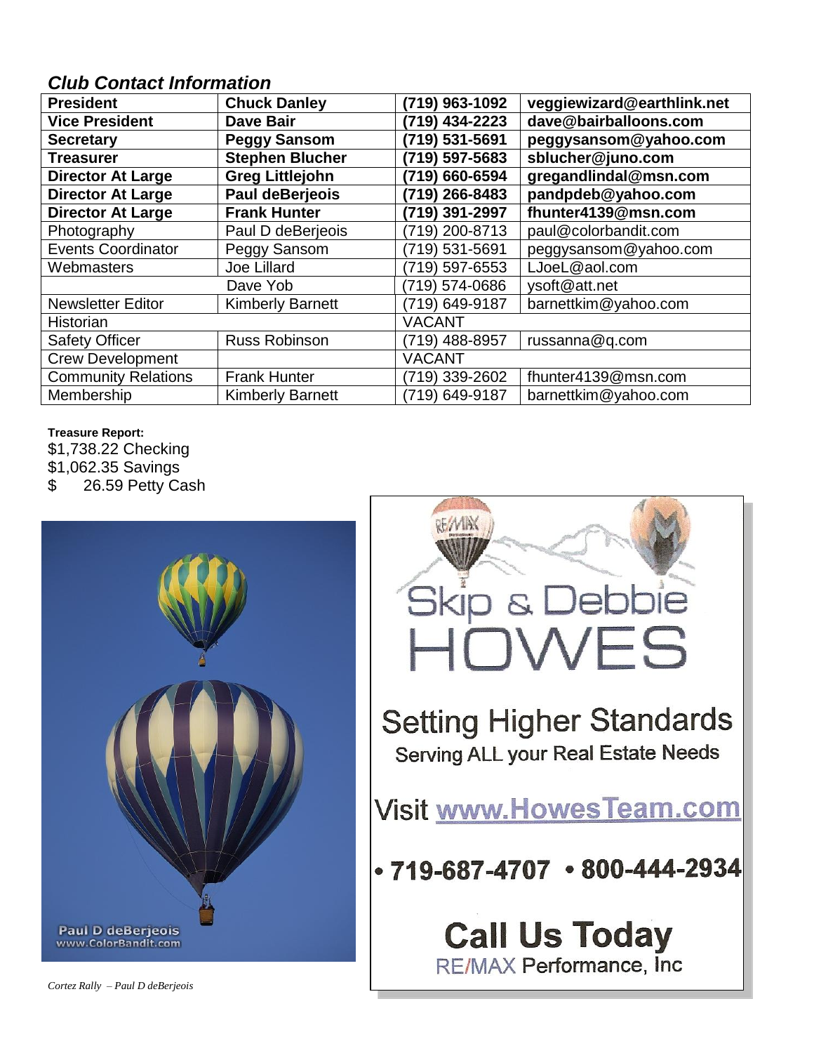### *Club Contact Information*

| | | | |
|---|---|---|---|
| **President** | **Chuck Danley** | **(719) 963-1092** | **veggiewizard@earthlink.net** |
| **Vice President** | **Dave Bair** | **(719) 434-2223** | **dave@bairballoons.com** |
| **Secretary** | **Peggy Sansom** | **(719) 531-5691** | **peggysansom@yahoo.com** |
| **Treasurer** | **Stephen Blucher** | **(719) 597-5683** | **sblucher@juno.com** |
| **Director At Large** | **Greg Littlejohn** | **(719) 660-6594** | **gregandlindal@msn.com** |
| **Director At Large** | **Paul deBerjeois** | **(719) 266-8483** | **pandpdeb@yahoo.com** |
| **Director At Large** | **Frank Hunter** | **(719) 391-2997** | **fhunter4139@msn.com** |
| Photography | Paul D deBerjeois | (719) 200-8713 | paul@colorbandit.com |
| Events Coordinator | Peggy Sansom | (719) 531-5691 | peggysansom@yahoo.com |
| Webmasters | Joe Lillard | (719) 597-6553 | LJoeL@aol.com |
| | Dave Yob | (719) 574-0686 | ysoft@att.net |
| Newsletter Editor | Kimberly Barnett | (719) 649-9187 | barnettkim@yahoo.com |
| Historian | | VACANT | |
| Safety Officer | Russ Robinson | (719) 488-8957 | russanna@q.com |
| Crew Development | | VACANT | |
| Community Relations | Frank Hunter | (719) 339-2602 | fhunter4139@msn.com |
| Membership | Kimberly Barnett | (719) 649-9187 | barnettkim@yahoo.com |

**Treasure Report:**

$1,738.22 Checking
$1,062.35 Savings
$ 26.59 Petty Cash

Paul D deBerjeois
www.ColorBandit.com

*Cortez Rally – Paul D deBerjeois*

Skip & Debbie HOWES

Setting Higher Standards

Serving ALL your Real Estate Needs

Visit www.HowesTeam.com

• 719-687-4707 • 800-444-2934

**Call Us Today**

RE/MAX Performance, Inc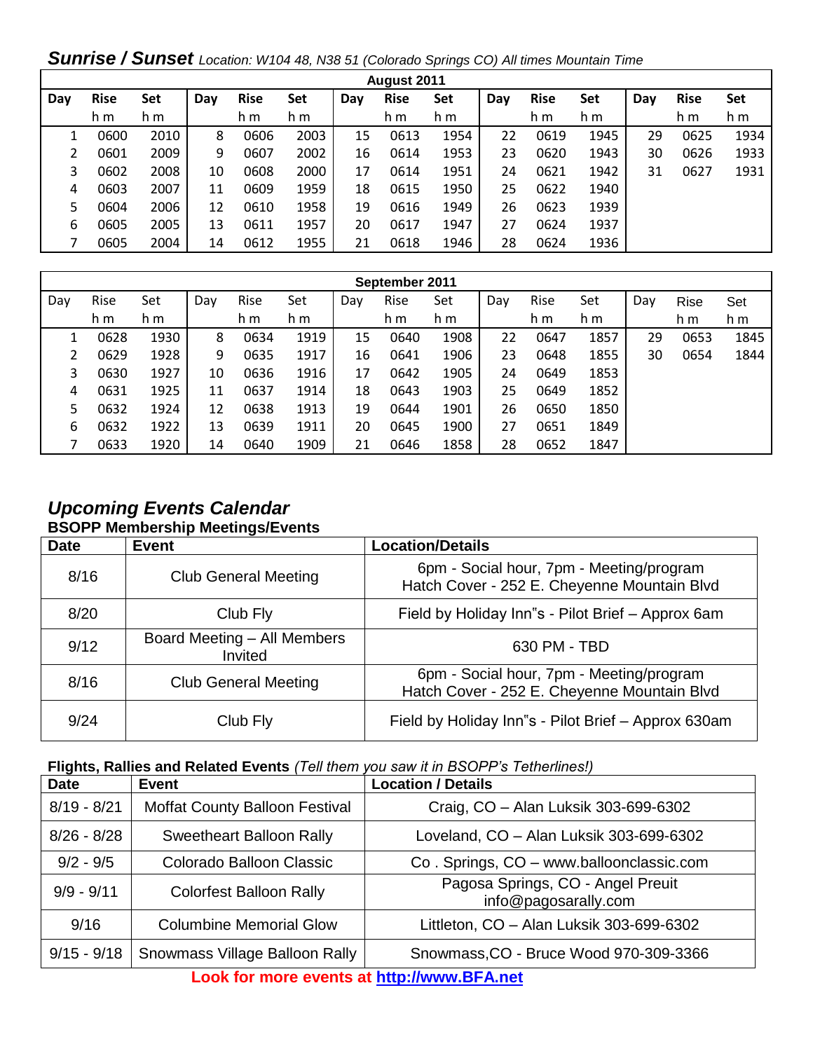## *Sunrise / Sunset* *Location: W104 48, N38 51 (Colorado Springs CO) All times Mountain Time*

| August 2011 | | | | | | | | | | | | | | |
|---|---|---|---|---|---|---|---|---|---|---|---|---|---|---|
| **Day** | **Rise** | **Set** | **Day** | **Rise** | **Set** | **Day** | **Rise** | **Set** | **Day** | **Rise** | **Set** | **Day** | **Rise** | **Set** |
| | h m | h m | | h m | h m | | h m | h m | | h m | h m | | h m | h m |
| 1 | 0600 | 2010 | 8 | 0606 | 2003 | 15 | 0613 | 1954 | 22 | 0619 | 1945 | 29 | 0625 | 1934 |
| 2 | 0601 | 2009 | 9 | 0607 | 2002 | 16 | 0614 | 1953 | 23 | 0620 | 1943 | 30 | 0626 | 1933 |
| 3 | 0602 | 2008 | 10 | 0608 | 2000 | 17 | 0614 | 1951 | 24 | 0621 | 1942 | 31 | 0627 | 1931 |
| 4 | 0603 | 2007 | 11 | 0609 | 1959 | 18 | 0615 | 1950 | 25 | 0622 | 1940 | | | |
| 5 | 0604 | 2006 | 12 | 0610 | 1958 | 19 | 0616 | 1949 | 26 | 0623 | 1939 | | | |
| 6 | 0605 | 2005 | 13 | 0611 | 1957 | 20 | 0617 | 1947 | 27 | 0624 | 1937 | | | |
| 7 | 0605 | 2004 | 14 | 0612 | 1955 | 21 | 0618 | 1946 | 28 | 0624 | 1936 | | | |

| September 2011 | | | | | | | | | | | | | | |
|---|---|---|---|---|---|---|---|---|---|---|---|---|---|---|
| Day | Rise | Set | Day | Rise | Set | Day | Rise | Set | Day | Rise | Set | Day | Rise | Set |
| | h m | h m | | h m | h m | | h m | h m | | h m | h m | | h m | h m |
| 1 | 0628 | 1930 | 8 | 0634 | 1919 | 15 | 0640 | 1908 | 22 | 0647 | 1857 | 29 | 0653 | 1845 |
| 2 | 0629 | 1928 | 9 | 0635 | 1917 | 16 | 0641 | 1906 | 23 | 0648 | 1855 | 30 | 0654 | 1844 |
| 3 | 0630 | 1927 | 10 | 0636 | 1916 | 17 | 0642 | 1905 | 24 | 0649 | 1853 | | | |
| 4 | 0631 | 1925 | 11 | 0637 | 1914 | 18 | 0643 | 1903 | 25 | 0649 | 1852 | | | |
| 5 | 0632 | 1924 | 12 | 0638 | 1913 | 19 | 0644 | 1901 | 26 | 0650 | 1850 | | | |
| 6 | 0632 | 1922 | 13 | 0639 | 1911 | 20 | 0645 | 1900 | 27 | 0651 | 1849 | | | |
| 7 | 0633 | 1920 | 14 | 0640 | 1909 | 21 | 0646 | 1858 | 28 | 0652 | 1847 | | | |

## *Upcoming Events Calendar*

### BSOPP Membership Meetings/Events

| Date | Event | Location/Details |
|---|---|---|
| 8/16 | Club General Meeting | 6pm - Social hour, 7pm - Meeting/program<br>Hatch Cover - 252 E. Cheyenne Mountain Blvd |
| 8/20 | Club Fly | Field by Holiday Inn"s - Pilot Brief – Approx 6am |
| 9/12 | Board Meeting – All Members Invited | 630 PM - TBD |
| 8/16 | Club General Meeting | 6pm - Social hour, 7pm - Meeting/program<br>Hatch Cover - 252 E. Cheyenne Mountain Blvd |
| 9/24 | Club Fly | Field by Holiday Inn"s - Pilot Brief – Approx 630am |

**Flights, Rallies and Related Events** *(Tell them you saw it in BSOPP's Tetherlines!)*

| Date | Event | Location / Details |
|---|---|---|
| 8/19 - 8/21 | Moffat County Balloon Festival | Craig, CO – Alan Luksik 303-699-6302 |
| 8/26 - 8/28 | Sweetheart Balloon Rally | Loveland, CO – Alan Luksik 303-699-6302 |
| 9/2 - 9/5 | Colorado Balloon Classic | Co . Springs, CO – www.balloonclassic.com |
| 9/9 - 9/11 | Colorfest Balloon Rally | Pagosa Springs, CO - Angel Preuit<br>info@pagosarally.com |
| 9/16 | Columbine Memorial Glow | Littleton, CO – Alan Luksik 303-699-6302 |
| 9/15 - 9/18 | Snowmass Village Balloon Rally | Snowmass,CO - Bruce Wood 970-309-3366 |

**Look for more events at [http://www.BFA.net](http://www.BFA.net)**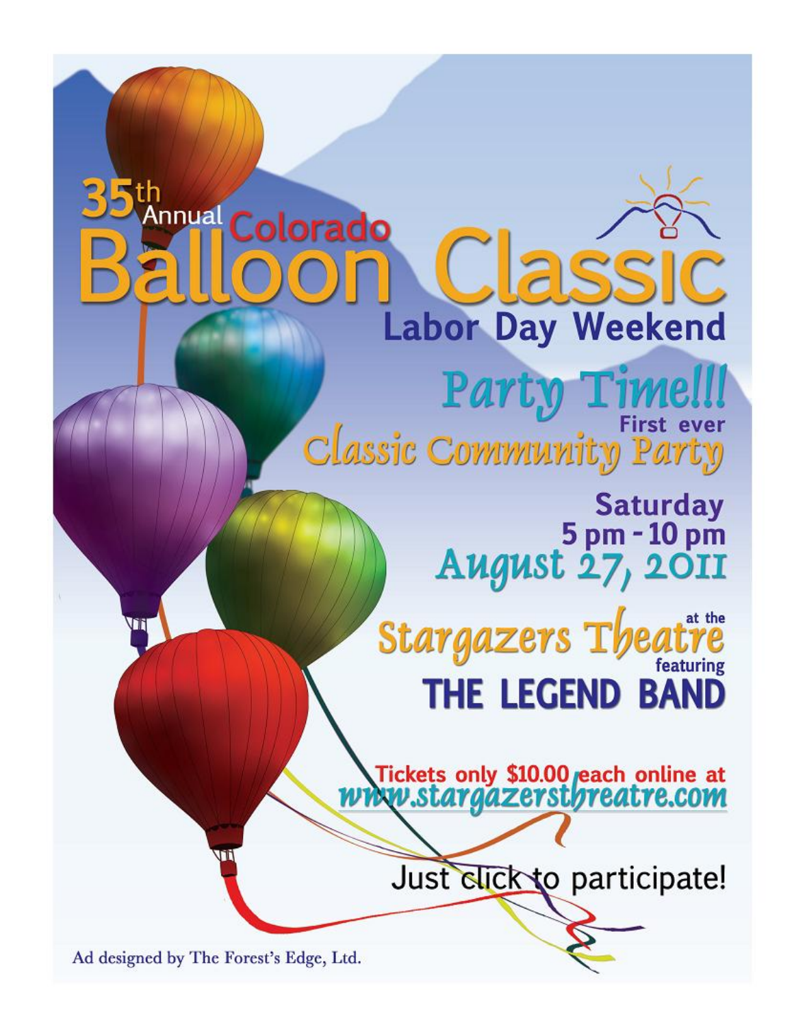# 35th Annual Colorado Balloon Classic

## Labor Day Weekend

## Party Time!!!

First ever

## Classic Community Party

**Saturday**
**5 pm - 10 pm**
**August 27, 2011**

at the **Stargazers Theatre**

featuring

## THE LEGEND BAND

Tickets only $10.00 each online at
www.stargazersthreatre.com

Just click to participate!

Ad designed by The Forest's Edge, Ltd.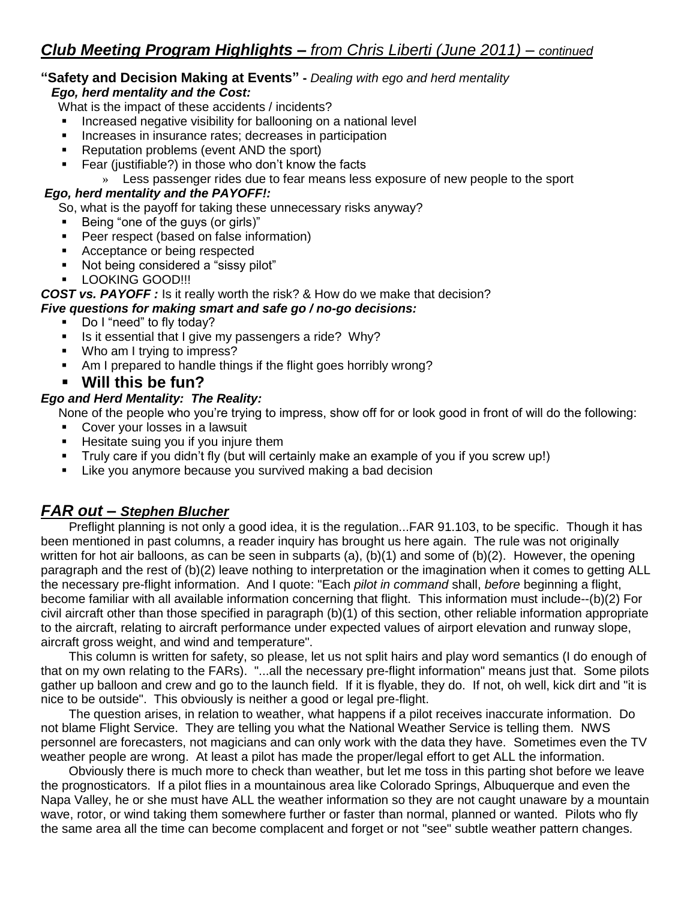## *Club Meeting Program Highlights – from Chris Liberti (June 2011) – continued*

**"Safety and Decision Making at Events" -** *Dealing with ego and herd mentality*

***Ego, herd mentality and the Cost:***

What is the impact of these accidents / incidents?

- Increased negative visibility for ballooning on a national level
- Increases in insurance rates; decreases in participation
- Reputation problems (event AND the sport)
- Fear (justifiable?) in those who don't know the facts
  - Less passenger rides due to fear means less exposure of new people to the sport

***Ego, herd mentality and the PAYOFF!:***

So, what is the payoff for taking these unnecessary risks anyway?

- Being "one of the guys (or girls)"
- Peer respect (based on false information)
- Acceptance or being respected
- Not being considered a "sissy pilot"
- LOOKING GOOD!!!

***COST vs. PAYOFF :*** Is it really worth the risk? & How do we make that decision?

***Five questions for making smart and safe go / no-go decisions:***

- Do I "need" to fly today?
- Is it essential that I give my passengers a ride? Why?
- Who am I trying to impress?
- Am I prepared to handle things if the flight goes horribly wrong?
- **Will this be fun?**

***Ego and Herd Mentality: The Reality:***

None of the people who you're trying to impress, show off for or look good in front of will do the following:

- Cover your losses in a lawsuit
- Hesitate suing you if you injure them
- Truly care if you didn't fly (but will certainly make an example of you if you screw up!)
- Like you anymore because you survived making a bad decision

## *FAR out – Stephen Blucher*

Preflight planning is not only a good idea, it is the regulation...FAR 91.103, to be specific. Though it has been mentioned in past columns, a reader inquiry has brought us here again. The rule was not originally written for hot air balloons, as can be seen in subparts (a), (b)(1) and some of (b)(2). However, the opening paragraph and the rest of (b)(2) leave nothing to interpretation or the imagination when it comes to getting ALL the necessary pre-flight information. And I quote: "Each *pilot in command* shall, *before* beginning a flight, become familiar with all available information concerning that flight. This information must include--(b)(2) For civil aircraft other than those specified in paragraph (b)(1) of this section, other reliable information appropriate to the aircraft, relating to aircraft performance under expected values of airport elevation and runway slope, aircraft gross weight, and wind and temperature".

This column is written for safety, so please, let us not split hairs and play word semantics (I do enough of that on my own relating to the FARs). "...all the necessary pre-flight information" means just that. Some pilots gather up balloon and crew and go to the launch field. If it is flyable, they do. If not, oh well, kick dirt and "it is nice to be outside". This obviously is neither a good or legal pre-flight.

The question arises, in relation to weather, what happens if a pilot receives inaccurate information. Do not blame Flight Service. They are telling you what the National Weather Service is telling them. NWS personnel are forecasters, not magicians and can only work with the data they have. Sometimes even the TV weather people are wrong. At least a pilot has made the proper/legal effort to get ALL the information.

Obviously there is much more to check than weather, but let me toss in this parting shot before we leave the prognosticators. If a pilot flies in a mountainous area like Colorado Springs, Albuquerque and even the Napa Valley, he or she must have ALL the weather information so they are not caught unaware by a mountain wave, rotor, or wind taking them somewhere further or faster than normal, planned or wanted. Pilots who fly the same area all the time can become complacent and forget or not "see" subtle weather pattern changes.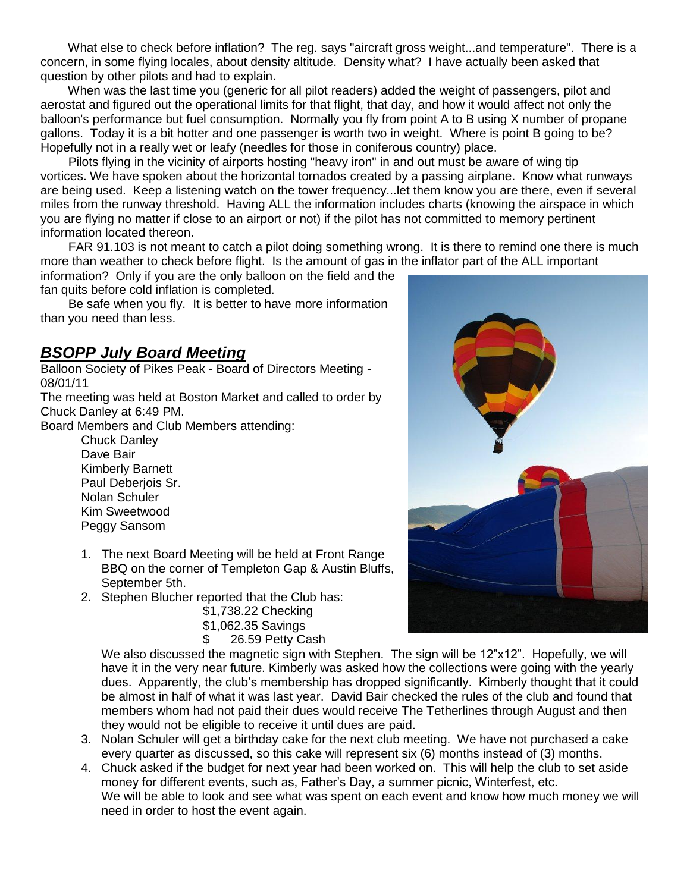What else to check before inflation? The reg. says "aircraft gross weight...and temperature". There is a concern, in some flying locales, about density altitude. Density what? I have actually been asked that question by other pilots and had to explain.

When was the last time you (generic for all pilot readers) added the weight of passengers, pilot and aerostat and figured out the operational limits for that flight, that day, and how it would affect not only the balloon's performance but fuel consumption. Normally you fly from point A to B using X number of propane gallons. Today it is a bit hotter and one passenger is worth two in weight. Where is point B going to be? Hopefully not in a really wet or leafy (needles for those in coniferous country) place.

Pilots flying in the vicinity of airports hosting "heavy iron" in and out must be aware of wing tip vortices. We have spoken about the horizontal tornados created by a passing airplane. Know what runways are being used. Keep a listening watch on the tower frequency...let them know you are there, even if several miles from the runway threshold. Having ALL the information includes charts (knowing the airspace in which you are flying no matter if close to an airport or not) if the pilot has not committed to memory pertinent information located thereon.

FAR 91.103 is not meant to catch a pilot doing something wrong. It is there to remind one there is much more than weather to check before flight. Is the amount of gas in the inflator part of the ALL important information? Only if you are the only balloon on the field and the fan quits before cold inflation is completed.

Be safe when you fly. It is better to have more information than you need than less.

## ***BSOPP July Board Meeting***

Balloon Society of Pikes Peak - Board of Directors Meeting - 08/01/11

The meeting was held at Boston Market and called to order by Chuck Danley at 6:49 PM.

Board Members and Club Members attending:

- Chuck Danley
- Dave Bair
- Kimberly Barnett
- Paul Deberjois Sr.
- Nolan Schuler
- Kim Sweetwood
- Peggy Sansom

1. The next Board Meeting will be held at Front Range BBQ on the corner of Templeton Gap & Austin Bluffs, September 5th.
2. Stephen Blucher reported that the Club has:
   $1,738.22 Checking
   $1,062.35 Savings
   $ 26.59 Petty Cash

   We also discussed the magnetic sign with Stephen. The sign will be 12"x12". Hopefully, we will have it in the very near future. Kimberly was asked how the collections were going with the yearly dues. Apparently, the club's membership has dropped significantly. Kimberly thought that it could be almost in half of what it was last year. David Bair checked the rules of the club and found that members whom had not paid their dues would receive The Tetherlines through August and then they would not be eligible to receive it until dues are paid.
3. Nolan Schuler will get a birthday cake for the next club meeting. We have not purchased a cake every quarter as discussed, so this cake will represent six (6) months instead of (3) months.
4. Chuck asked if the budget for next year had been worked on. This will help the club to set aside money for different events, such as, Father's Day, a summer picnic, Winterfest, etc.
   We will be able to look and see what was spent on each event and know how much money we will need in order to host the event again.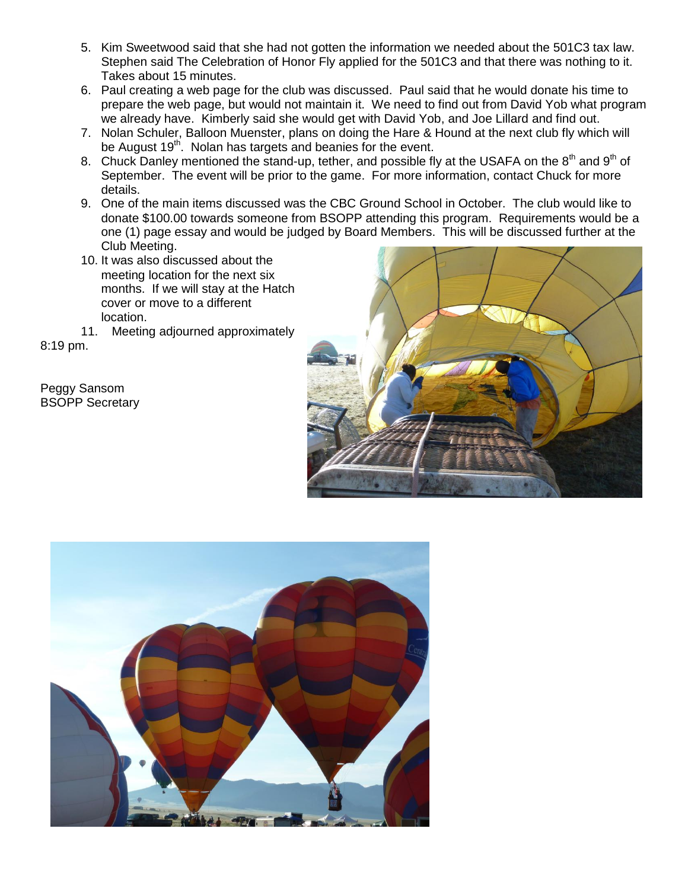5. Kim Sweetwood said that she had not gotten the information we needed about the 501C3 tax law. Stephen said The Celebration of Honor Fly applied for the 501C3 and that there was nothing to it. Takes about 15 minutes.
6. Paul creating a web page for the club was discussed. Paul said that he would donate his time to prepare the web page, but would not maintain it. We need to find out from David Yob what program we already have. Kimberly said she would get with David Yob, and Joe Lillard and find out.
7. Nolan Schuler, Balloon Muenster, plans on doing the Hare & Hound at the next club fly which will be August 19th. Nolan has targets and beanies for the event.
8. Chuck Danley mentioned the stand-up, tether, and possible fly at the USAFA on the 8th and 9th of September. The event will be prior to the game. For more information, contact Chuck for more details.
9. One of the main items discussed was the CBC Ground School in October. The club would like to donate $100.00 towards someone from BSOPP attending this program. Requirements would be a one (1) page essay and would be judged by Board Members. This will be discussed further at the Club Meeting.
10. It was also discussed about the meeting location for the next six months. If we will stay at the Hatch cover or move to a different location.
11. Meeting adjourned approximately 8:19 pm.

Peggy Sansom
BSOPP Secretary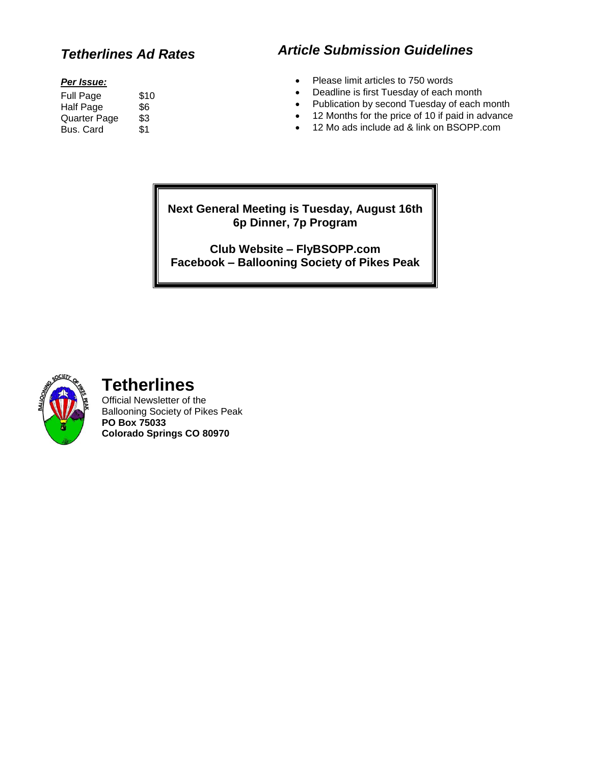## *Tetherlines Ad Rates*

***Per Issue:***

| | |
|---|---|
| Full Page | $10 |
| Half Page | $6 |
| Quarter Page | $3 |
| Bus. Card | $1 |

## *Article Submission Guidelines*

- Please limit articles to 750 words
- Deadline is first Tuesday of each month
- Publication by second Tuesday of each month
- 12 Months for the price of 10 if paid in advance
- 12 Mo ads include ad & link on BSOPP.com

**Next General Meeting is Tuesday, August 16th**
**6p Dinner, 7p Program**

**Club Website – FlyBSOPP.com**
**Facebook – Ballooning Society of Pikes Peak**

# Tetherlines

Official Newsletter of the
Ballooning Society of Pikes Peak
**PO Box 75033**
**Colorado Springs CO 80970**